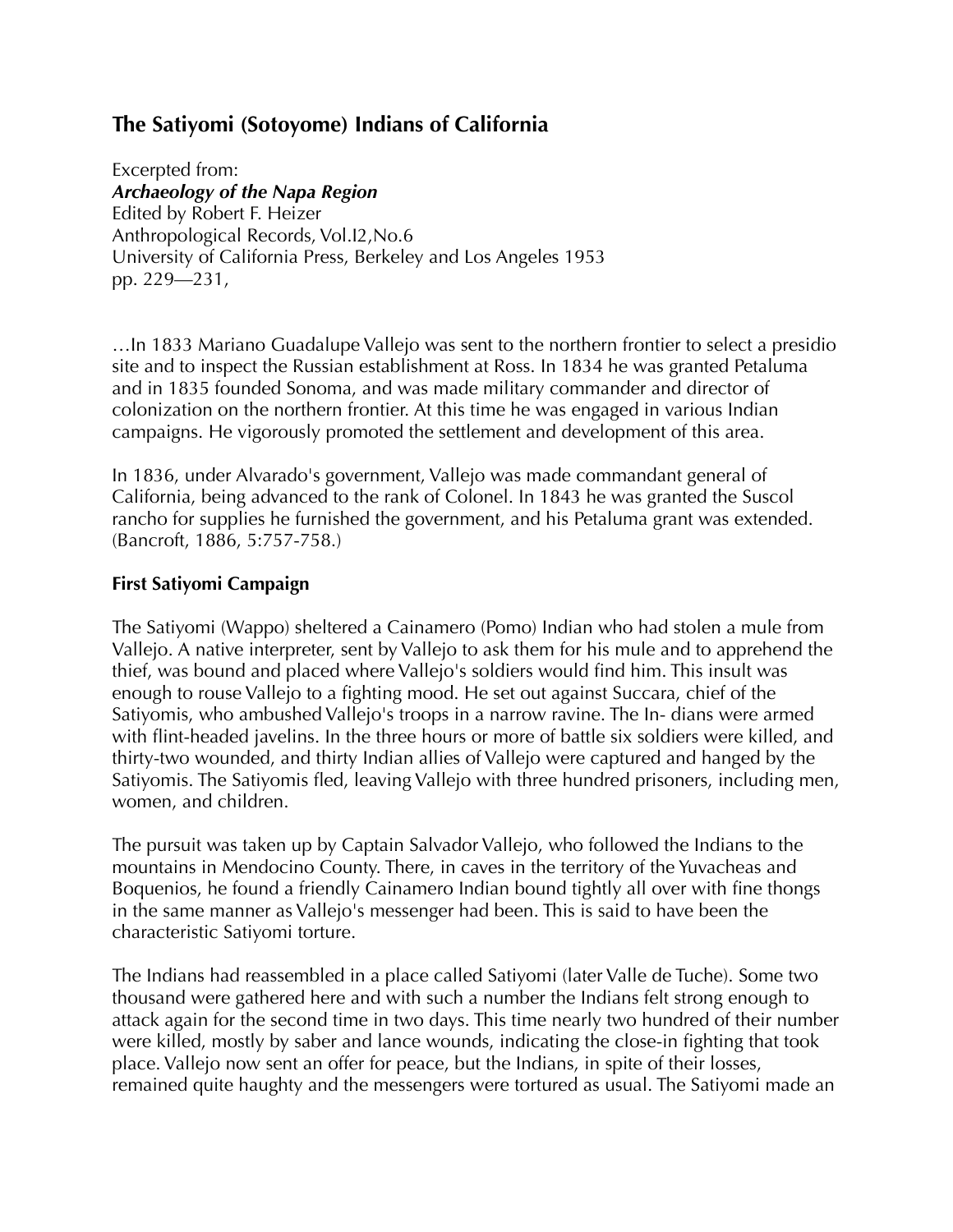# The Satiyomi (Sotoyome) Indians of California

Excerpted from:
***Archaeology of the Napa Region***
Edited by Robert F. Heizer
Anthropological Records, Vol.I2,No.6
University of California Press, Berkeley and Los Angeles 1953
pp. 229—231,

…In 1833 Mariano Guadalupe Vallejo was sent to the northern frontier to select a presidio site and to inspect the Russian establishment at Ross. In 1834 he was granted Petaluma and in 1835 founded Sonoma, and was made military commander and director of colonization on the northern frontier. At this time he was engaged in various Indian campaigns. He vigorously promoted the settlement and development of this area.

In 1836, under Alvarado's government, Vallejo was made commandant general of California, being advanced to the rank of Colonel. In 1843 he was granted the Suscol rancho for supplies he furnished the government, and his Petaluma grant was extended. (Bancroft, 1886, 5:757-758.)

**First Satiyomi Campaign**

The Satiyomi (Wappo) sheltered a Cainamero (Pomo) Indian who had stolen a mule from Vallejo. A native interpreter, sent by Vallejo to ask them for his mule and to apprehend the thief, was bound and placed where Vallejo's soldiers would find him. This insult was enough to rouse Vallejo to a fighting mood. He set out against Succara, chief of the Satiyomis, who ambushed Vallejo's troops in a narrow ravine. The In- dians were armed with flint-headed javelins. In the three hours or more of battle six soldiers were killed, and thirty-two wounded, and thirty Indian allies of Vallejo were captured and hanged by the Satiyomis. The Satiyomis fled, leaving Vallejo with three hundred prisoners, including men, women, and children.

The pursuit was taken up by Captain Salvador Vallejo, who followed the Indians to the mountains in Mendocino County. There, in caves in the territory of the Yuvacheas and Boquenios, he found a friendly Cainamero Indian bound tightly all over with fine thongs in the same manner as Vallejo's messenger had been. This is said to have been the characteristic Satiyomi torture.

The Indians had reassembled in a place called Satiyomi (later Valle de Tuche). Some two thousand were gathered here and with such a number the Indians felt strong enough to attack again for the second time in two days. This time nearly two hundred of their number were killed, mostly by saber and lance wounds, indicating the close-in fighting that took place. Vallejo now sent an offer for peace, but the Indians, in spite of their losses, remained quite haughty and the messengers were tortured as usual. The Satiyomi made an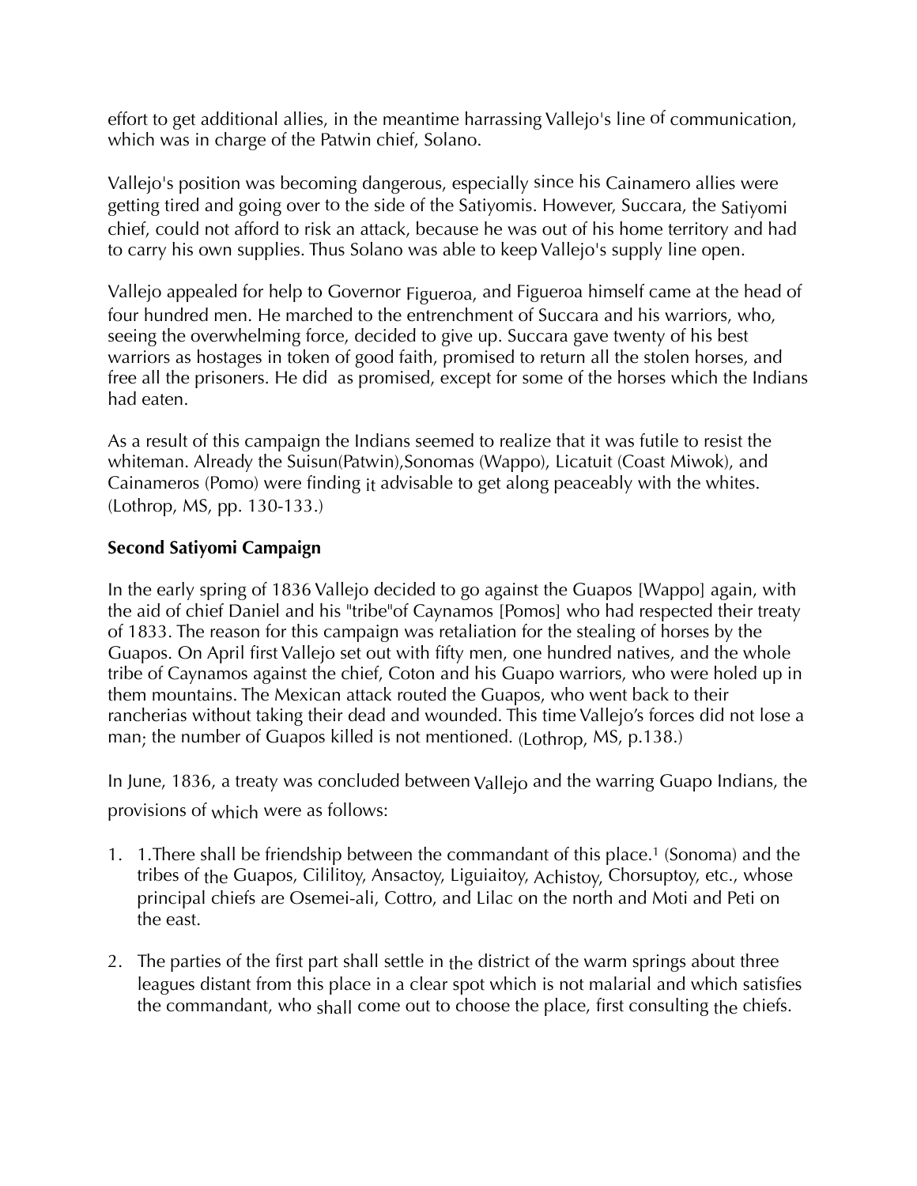effort to get additional allies, in the meantime harrassing Vallejo's line of communication, which was in charge of the Patwin chief, Solano.

Vallejo's position was becoming dangerous, especially since his Cainamero allies were getting tired and going over to the side of the Satiyomis. However, Succara, the Satiyomi chief, could not afford to risk an attack, because he was out of his home territory and had to carry his own supplies. Thus Solano was able to keep Vallejo's supply line open.

Vallejo appealed for help to Governor Figueroa, and Figueroa himself came at the head of four hundred men. He marched to the entrenchment of Succara and his warriors, who, seeing the overwhelming force, decided to give up. Succara gave twenty of his best warriors as hostages in token of good faith, promised to return all the stolen horses, and free all the prisoners. He did as promised, except for some of the horses which the Indians had eaten.

As a result of this campaign the Indians seemed to realize that it was futile to resist the whiteman. Already the Suisun(Patwin),Sonomas (Wappo), Licatuit (Coast Miwok), and Cainameros (Pomo) were finding it advisable to get along peaceably with the whites. (Lothrop, MS, pp. 130-133.)

**Second Satiyomi Campaign**

In the early spring of 1836 Vallejo decided to go against the Guapos [Wappo] again, with the aid of chief Daniel and his "tribe"of Caynamos [Pomos] who had respected their treaty of 1833. The reason for this campaign was retaliation for the stealing of horses by the Guapos. On April first Vallejo set out with fifty men, one hundred natives, and the whole tribe of Caynamos against the chief, Coton and his Guapo warriors, who were holed up in them mountains. The Mexican attack routed the Guapos, who went back to their rancherias without taking their dead and wounded. This time Vallejo's forces did not lose a man; the number of Guapos killed is not mentioned. (Lothrop, MS, p.138.)

In June, 1836, a treaty was concluded between Vallejo and the warring Guapo Indians, the provisions of which were as follows:

1. 1.There shall be friendship between the commandant of this place.[1] (Sonoma) and the tribes of the Guapos, Cililitoy, Ansactoy, Liguiaitoy, Achistoy, Chorsuptoy, etc., whose principal chiefs are Osemei-ali, Cottro, and Lilac on the north and Moti and Peti on the east.

2. The parties of the first part shall settle in the district of the warm springs about three leagues distant from this place in a clear spot which is not malarial and which satisfies the commandant, who shall come out to choose the place, first consulting the chiefs.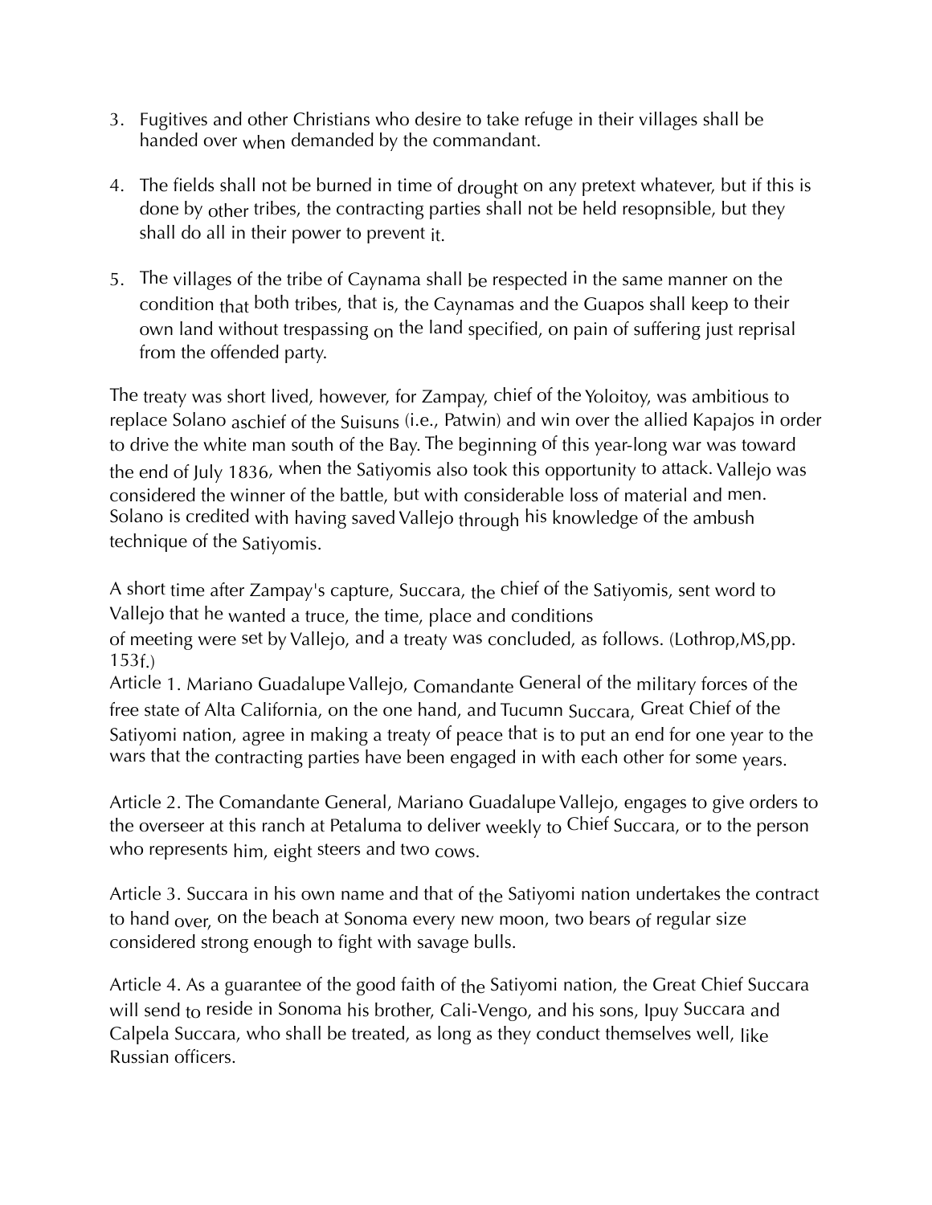3. Fugitives and other Christians who desire to take refuge in their villages shall be handed over when demanded by the commandant.

4. The fields shall not be burned in time of drought on any pretext whatever, but if this is done by other tribes, the contracting parties shall not be held resopnsible, but they shall do all in their power to prevent it.

5. The villages of the tribe of Caynama shall be respected in the same manner on the condition that both tribes, that is, the Caynamas and the Guapos shall keep to their own land without trespassing on the land specified, on pain of suffering just reprisal from the offended party.

The treaty was short lived, however, for Zampay, chief of the Yoloitoy, was ambitious to replace Solano aschief of the Suisuns (i.e., Patwin) and win over the allied Kapajos in order to drive the white man south of the Bay. The beginning of this year-long war was toward the end of July 1836, when the Satiyomis also took this opportunity to attack. Vallejo was considered the winner of the battle, but with considerable loss of material and men. Solano is credited with having saved Vallejo through his knowledge of the ambush technique of the Satiyomis.

A short time after Zampay's capture, Succara, the chief of the Satiyomis, sent word to Vallejo that he wanted a truce, the time, place and conditions
of meeting were set by Vallejo, and a treaty was concluded, as follows. (Lothrop,MS,pp. 153f.)
Article 1. Mariano Guadalupe Vallejo, Comandante General of the military forces of the free state of Alta California, on the one hand, and Tucumn Succara, Great Chief of the Satiyomi nation, agree in making a treaty of peace that is to put an end for one year to the wars that the contracting parties have been engaged in with each other for some years.

Article 2. The Comandante General, Mariano Guadalupe Vallejo, engages to give orders to the overseer at this ranch at Petaluma to deliver weekly to Chief Succara, or to the person who represents him, eight steers and two cows.

Article 3. Succara in his own name and that of the Satiyomi nation undertakes the contract to hand over, on the beach at Sonoma every new moon, two bears of regular size considered strong enough to fight with savage bulls.

Article 4. As a guarantee of the good faith of the Satiyomi nation, the Great Chief Succara will send to reside in Sonoma his brother, Cali-Vengo, and his sons, Ipuy Succara and Calpela Succara, who shall be treated, as long as they conduct themselves well, like Russian officers.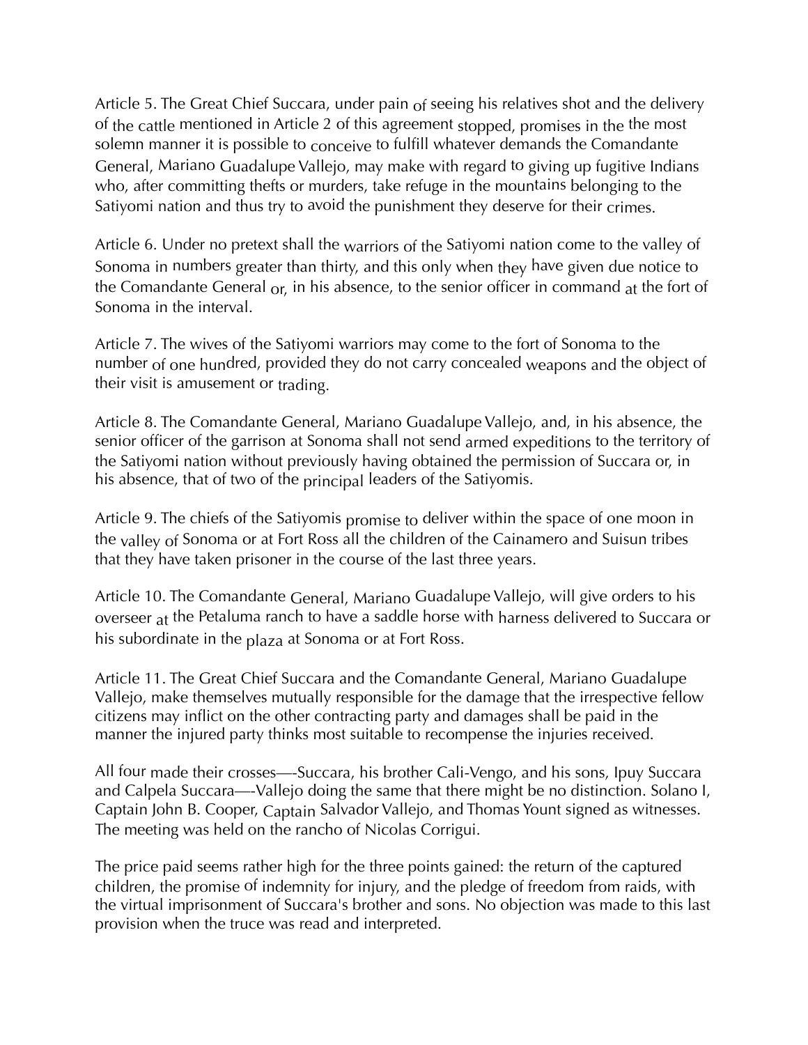Article 5. The Great Chief Succara, under pain of seeing his relatives shot and the delivery of the cattle mentioned in Article 2 of this agreement stopped, promises in the the most solemn manner it is possible to conceive to fulfill whatever demands the Comandante General, Mariano Guadalupe Vallejo, may make with regard to giving up fugitive Indians who, after committing thefts or murders, take refuge in the mountains belonging to the Satiyomi nation and thus try to avoid the punishment they deserve for their crimes.

Article 6. Under no pretext shall the warriors of the Satiyomi nation come to the valley of Sonoma in numbers greater than thirty, and this only when they have given due notice to the Comandante General or, in his absence, to the senior officer in command at the fort of Sonoma in the interval.

Article 7. The wives of the Satiyomi warriors may come to the fort of Sonoma to the number of one hundred, provided they do not carry concealed weapons and the object of their visit is amusement or trading.

Article 8. The Comandante General, Mariano Guadalupe Vallejo, and, in his absence, the senior officer of the garrison at Sonoma shall not send armed expeditions to the territory of the Satiyomi nation without previously having obtained the permission of Succara or, in his absence, that of two of the principal leaders of the Satiyomis.

Article 9. The chiefs of the Satiyomis promise to deliver within the space of one moon in the valley of Sonoma or at Fort Ross all the children of the Cainamero and Suisun tribes that they have taken prisoner in the course of the last three years.

Article 10. The Comandante General, Mariano Guadalupe Vallejo, will give orders to his overseer at the Petaluma ranch to have a saddle horse with harness delivered to Succara or his subordinate in the plaza at Sonoma or at Fort Ross.

Article 11. The Great Chief Succara and the Comandante General, Mariano Guadalupe Vallejo, make themselves mutually responsible for the damage that the irrespective fellow citizens may inflict on the other contracting party and damages shall be paid in the manner the injured party thinks most suitable to recompense the injuries received.

All four made their crosses—-Succara, his brother Cali-Vengo, and his sons, Ipuy Succara and Calpela Succara—-Vallejo doing the same that there might be no distinction. Solano I, Captain John B. Cooper, Captain Salvador Vallejo, and Thomas Yount signed as witnesses. The meeting was held on the rancho of Nicolas Corrigui.

The price paid seems rather high for the three points gained: the return of the captured children, the promise of indemnity for injury, and the pledge of freedom from raids, with the virtual imprisonment of Succara's brother and sons. No objection was made to this last provision when the truce was read and interpreted.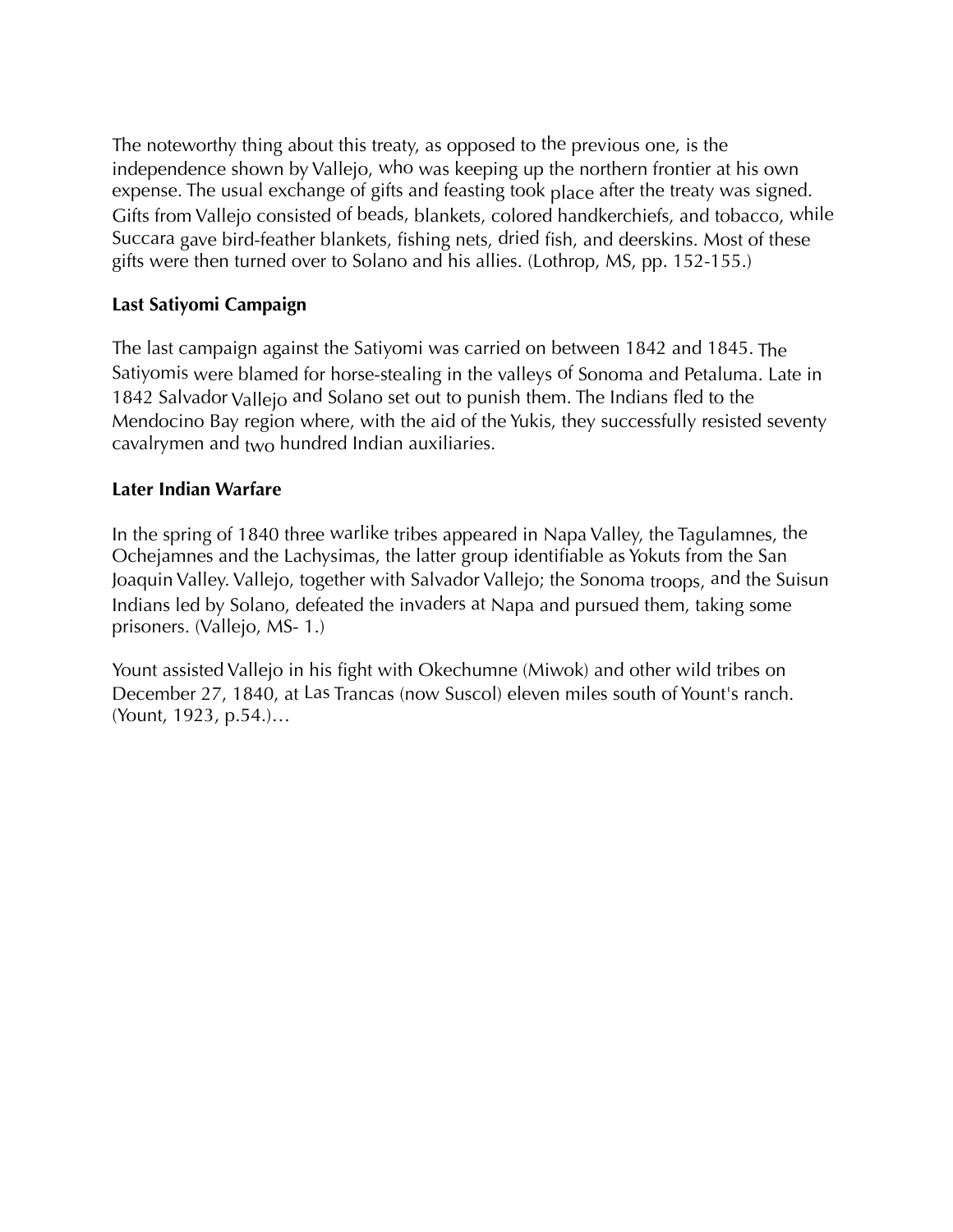The noteworthy thing about this treaty, as opposed to the previous one, is the independence shown by Vallejo, who was keeping up the northern frontier at his own expense. The usual exchange of gifts and feasting took place after the treaty was signed. Gifts from Vallejo consisted of beads, blankets, colored handkerchiefs, and tobacco, while Succara gave bird-feather blankets, fishing nets, dried fish, and deerskins. Most of these gifts were then turned over to Solano and his allies. (Lothrop, MS, pp. 152-155.)

**Last Satiyomi Campaign**

The last campaign against the Satiyomi was carried on between 1842 and 1845. The Satiyomis were blamed for horse-stealing in the valleys of Sonoma and Petaluma. Late in 1842 Salvador Vallejo and Solano set out to punish them. The Indians fled to the Mendocino Bay region where, with the aid of the Yukis, they successfully resisted seventy cavalrymen and two hundred Indian auxiliaries.

**Later Indian Warfare**

In the spring of 1840 three warlike tribes appeared in Napa Valley, the Tagulamnes, the Ochejamnes and the Lachysimas, the latter group identifiable as Yokuts from the San Joaquin Valley. Vallejo, together with Salvador Vallejo; the Sonoma troops, and the Suisun Indians led by Solano, defeated the invaders at Napa and pursued them, taking some prisoners. (Vallejo, MS- 1.)

Yount assisted Vallejo in his fight with Okechumne (Miwok) and other wild tribes on December 27, 1840, at Las Trancas (now Suscol) eleven miles south of Yount's ranch. (Yount, 1923, p.54.)…